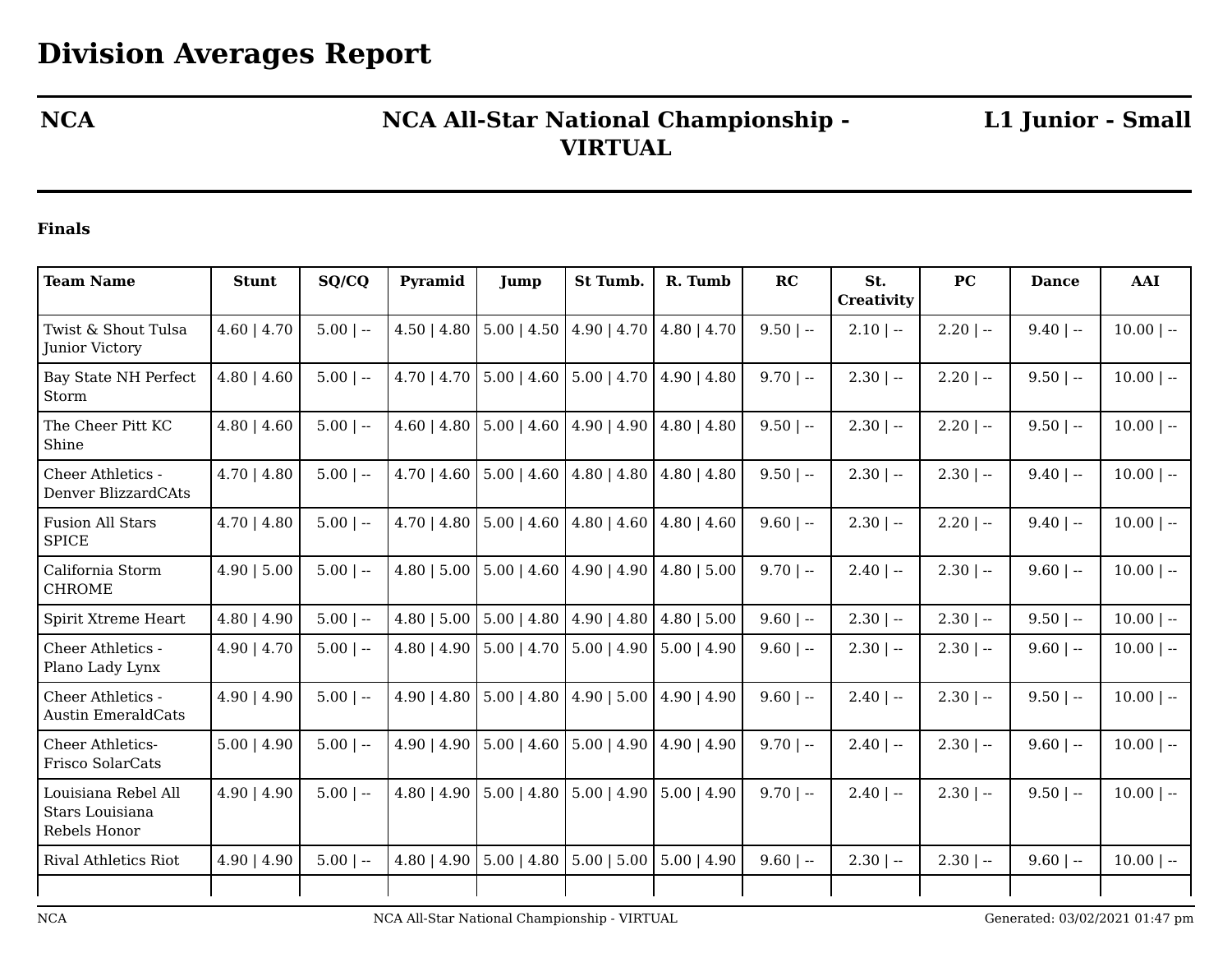# Division Averages Report

**NCA** | **NCA All-Star National Championship - VIRTUAL** | **L1 Junior - Small**

**Finals**

| Team Name | Stunt | SQ/CQ | Pyramid | Jump | St Tumb. | R. Tumb | RC | St. Creativity | PC | Dance | AAI |
|---|---|---|---|---|---|---|---|---|---|---|---|
| Twist & Shout Tulsa Junior Victory | 4.60 \| 4.70 | 5.00 \| -- | 4.50 \| 4.80 | 5.00 \| 4.50 | 4.90 \| 4.70 | 4.80 \| 4.70 | 9.50 \| -- | 2.10 \| -- | 2.20 \| -- | 9.40 \| -- | 10.00 \| -- |
| Bay State NH Perfect Storm | 4.80 \| 4.60 | 5.00 \| -- | 4.70 \| 4.70 | 5.00 \| 4.60 | 5.00 \| 4.70 | 4.90 \| 4.80 | 9.70 \| -- | 2.30 \| -- | 2.20 \| -- | 9.50 \| -- | 10.00 \| -- |
| The Cheer Pitt KC Shine | 4.80 \| 4.60 | 5.00 \| -- | 4.60 \| 4.80 | 5.00 \| 4.60 | 4.90 \| 4.90 | 4.80 \| 4.80 | 9.50 \| -- | 2.30 \| -- | 2.20 \| -- | 9.50 \| -- | 10.00 \| -- |
| Cheer Athletics - Denver BlizzardCAts | 4.70 \| 4.80 | 5.00 \| -- | 4.70 \| 4.60 | 5.00 \| 4.60 | 4.80 \| 4.80 | 4.80 \| 4.80 | 9.50 \| -- | 2.30 \| -- | 2.30 \| -- | 9.40 \| -- | 10.00 \| -- |
| Fusion All Stars SPICE | 4.70 \| 4.80 | 5.00 \| -- | 4.70 \| 4.80 | 5.00 \| 4.60 | 4.80 \| 4.60 | 4.80 \| 4.60 | 9.60 \| -- | 2.30 \| -- | 2.20 \| -- | 9.40 \| -- | 10.00 \| -- |
| California Storm CHROME | 4.90 \| 5.00 | 5.00 \| -- | 4.80 \| 5.00 | 5.00 \| 4.60 | 4.90 \| 4.90 | 4.80 \| 5.00 | 9.70 \| -- | 2.40 \| -- | 2.30 \| -- | 9.60 \| -- | 10.00 \| -- |
| Spirit Xtreme Heart | 4.80 \| 4.90 | 5.00 \| -- | 4.80 \| 5.00 | 5.00 \| 4.80 | 4.90 \| 4.80 | 4.80 \| 5.00 | 9.60 \| -- | 2.30 \| -- | 2.30 \| -- | 9.50 \| -- | 10.00 \| -- |
| Cheer Athletics - Plano Lady Lynx | 4.90 \| 4.70 | 5.00 \| -- | 4.80 \| 4.90 | 5.00 \| 4.70 | 5.00 \| 4.90 | 5.00 \| 4.90 | 9.60 \| -- | 2.30 \| -- | 2.30 \| -- | 9.60 \| -- | 10.00 \| -- |
| Cheer Athletics - Austin EmeraldCats | 4.90 \| 4.90 | 5.00 \| -- | 4.90 \| 4.80 | 5.00 \| 4.80 | 4.90 \| 5.00 | 4.90 \| 4.90 | 9.60 \| -- | 2.40 \| -- | 2.30 \| -- | 9.50 \| -- | 10.00 \| -- |
| Cheer Athletics- Frisco SolarCats | 5.00 \| 4.90 | 5.00 \| -- | 4.90 \| 4.90 | 5.00 \| 4.60 | 5.00 \| 4.90 | 4.90 \| 4.90 | 9.70 \| -- | 2.40 \| -- | 2.30 \| -- | 9.60 \| -- | 10.00 \| -- |
| Louisiana Rebel All Stars Louisiana Rebels Honor | 4.90 \| 4.90 | 5.00 \| -- | 4.80 \| 4.90 | 5.00 \| 4.80 | 5.00 \| 4.90 | 5.00 \| 4.90 | 9.70 \| -- | 2.40 \| -- | 2.30 \| -- | 9.50 \| -- | 10.00 \| -- |
| Rival Athletics Riot | 4.90 \| 4.90 | 5.00 \| -- | 4.80 \| 4.90 | 5.00 \| 4.80 | 5.00 \| 5.00 | 5.00 \| 4.90 | 9.60 \| -- | 2.30 \| -- | 2.30 \| -- | 9.60 \| -- | 10.00 \| -- |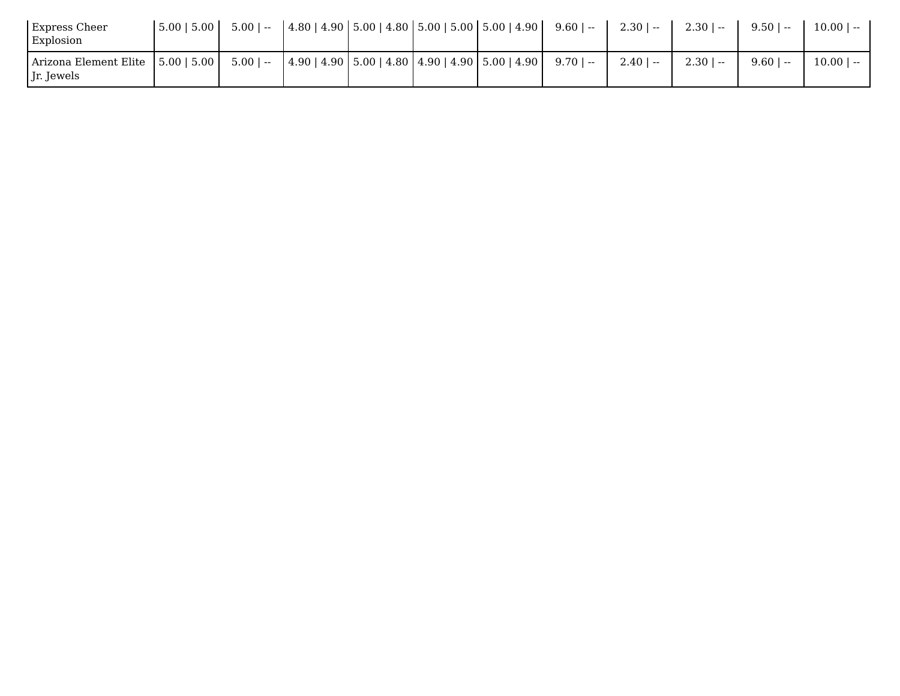| | | | | | | | | | | | |
|---|---|---|---|---|---|---|---|---|---|---|---|
| Express Cheer Explosion | 5.00 \| 5.00 | 5.00 \| -- | 4.80 \| 4.90 | 5.00 \| 4.80 | 5.00 \| 5.00 | 5.00 \| 4.90 | 9.60 \| -- | 2.30 \| -- | 2.30 \| -- | 9.50 \| -- | 10.00 \| -- |
| Arizona Element Elite Jr. Jewels | 5.00 \| 5.00 | 5.00 \| -- | 4.90 \| 4.90 | 5.00 \| 4.80 | 4.90 \| 4.90 | 5.00 \| 4.90 | 9.70 \| -- | 2.40 \| -- | 2.30 \| -- | 9.60 \| -- | 10.00 \| -- |